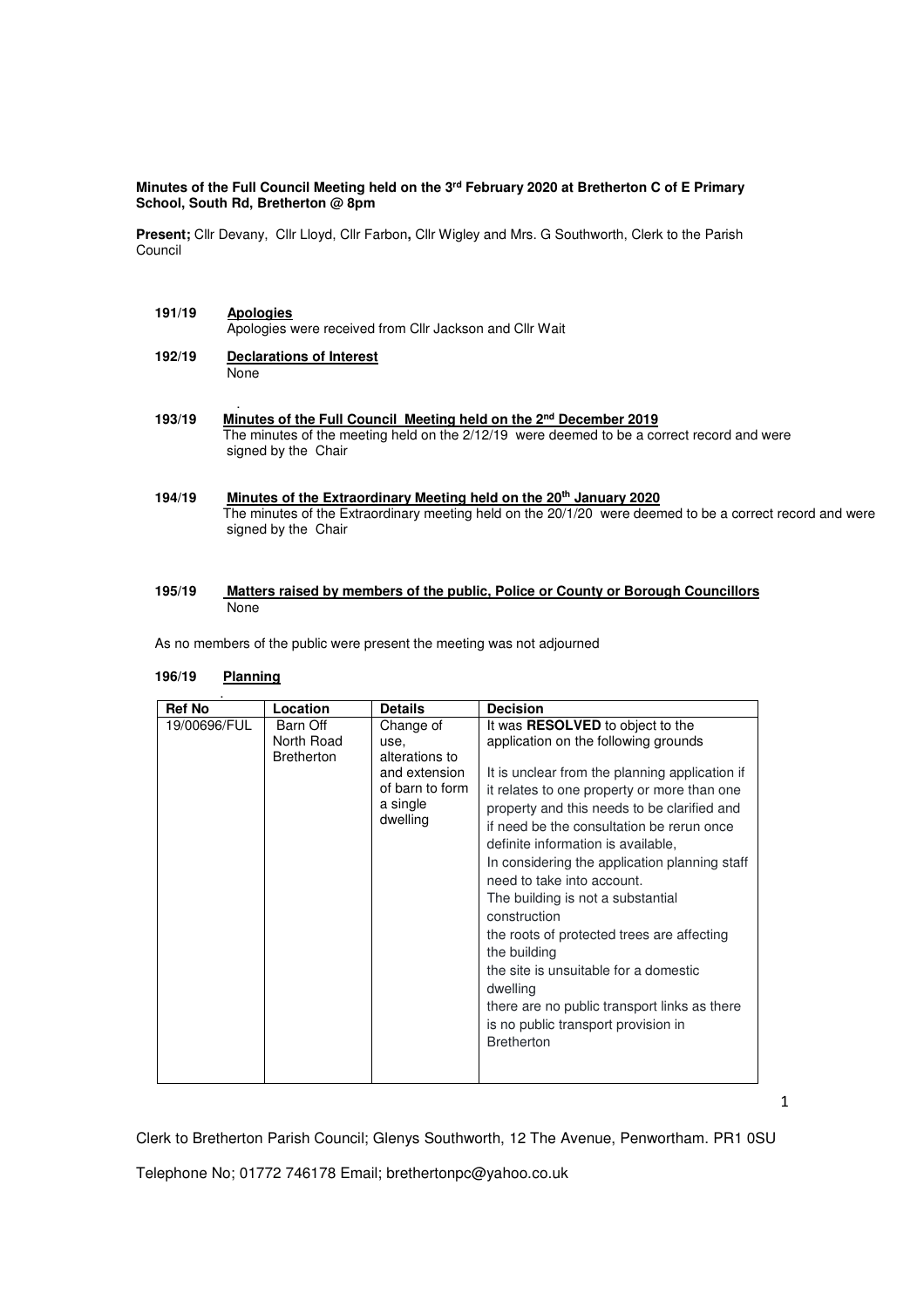**Minutes of the Full Council Meeting held on the 3rd February 2020 at Bretherton C of E Primary School, South Rd, Bretherton @ 8pm**

**Present;** Cllr Devany, Cllr Lloyd, Cllr Farbon**,** Cllr Wigley and Mrs. G Southworth, Clerk to the Parish Council

**191/19 Apologies**
Apologies were received from Cllr Jackson and Cllr Wait

**192/19 Declarations of Interest**
None

**193/19 Minutes of the Full Council Meeting held on the 2nd December 2019**
The minutes of the meeting held on the 2/12/19 were deemed to be a correct record and were signed by the Chair

**194/19 Minutes of the Extraordinary Meeting held on the 20th January 2020**
The minutes of the Extraordinary meeting held on the 20/1/20 were deemed to be a correct record and were signed by the Chair

**195/19 Matters raised by members of the public, Police or County or Borough Councillors**
None

As no members of the public were present the meeting was not adjourned

**196/19 Planning**

| Ref No | Location | Details | Decision |
|---|---|---|---|
| 19/00696/FUL | Barn Off North Road Bretherton | Change of use, alterations to and extension of barn to form a single dwelling | It was **RESOLVED** to object to the application on the following grounds<br><br>It is unclear from the planning application if it relates to one property or more than one property and this needs to be clarified and if need be the consultation be rerun once definite information is available,<br>In considering the application planning staff need to take into account.<br>The building is not a substantial construction<br>the roots of protected trees are affecting the building<br>the site is unsuitable for a domestic dwelling<br>there are no public transport links as there is no public transport provision in Bretherton |

Clerk to Bretherton Parish Council; Glenys Southworth, 12 The Avenue, Penwortham. PR1 0SU

Telephone No; 01772 746178 Email; brethertonpc@yahoo.co.uk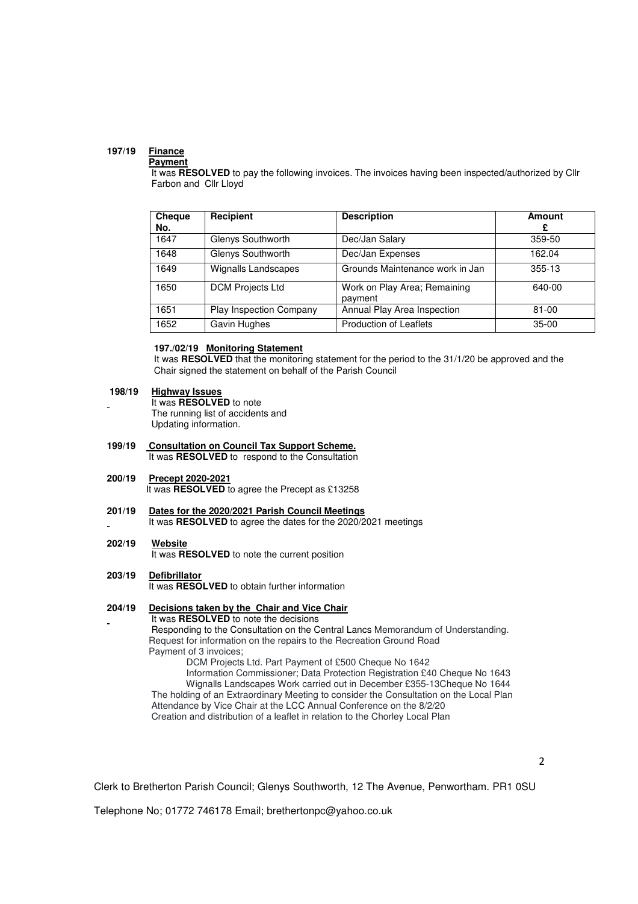**197/19 Finance**

**Payment**

It was **RESOLVED** to pay the following invoices. The invoices having been inspected/authorized by Cllr Farbon and Cllr Lloyd

| Cheque No. | Recipient | Description | Amount £ |
|---|---|---|---|
| 1647 | Glenys Southworth | Dec/Jan Salary | 359-50 |
| 1648 | Glenys Southworth | Dec/Jan Expenses | 162.04 |
| 1649 | Wignalls Landscapes | Grounds Maintenance work in Jan | 355-13 |
| 1650 | DCM Projects Ltd | Work on Play Area; Remaining payment | 640-00 |
| 1651 | Play Inspection Company | Annual Play Area Inspection | 81-00 |
| 1652 | Gavin Hughes | Production of Leaflets | 35-00 |

**197./02/19 Monitoring Statement**

It was **RESOLVED** that the monitoring statement for the period to the 31/1/20 be approved and the Chair signed the statement on behalf of the Parish Council

**198/19 Highway Issues**

It was **RESOLVED** to note
The running list of accidents and
Updating information.

**199/19 Consultation on Council Tax Support Scheme.**

It was **RESOLVED** to respond to the Consultation

**200/19 Precept 2020-2021**

It was **RESOLVED** to agree the Precept as £13258

**201/19 Dates for the 2020/2021 Parish Council Meetings**

It was **RESOLVED** to agree the dates for the 2020/2021 meetings

**202/19 Website**

It was **RESOLVED** to note the current position

**203/19 Defibrillator**

It was **RESOLVED** to obtain further information

**204/19 Decisions taken by the Chair and Vice Chair**

It was **RESOLVED** to note the decisions
Responding to the Consultation on the Central Lancs Memorandum of Understanding.
Request for information on the repairs to the Recreation Ground Road
Payment of 3 invoices;

DCM Projects Ltd. Part Payment of £500 Cheque No 1642
Information Commissioner; Data Protection Registration £40 Cheque No 1643
Wignalls Landscapes Work carried out in December £355-13Cheque No 1644

The holding of an Extraordinary Meeting to consider the Consultation on the Local Plan
Attendance by Vice Chair at the LCC Annual Conference on the 8/2/20
Creation and distribution of a leaflet in relation to the Chorley Local Plan

Clerk to Bretherton Parish Council; Glenys Southworth, 12 The Avenue, Penwortham. PR1 0SU

Telephone No; 01772 746178 Email; brethertonpc@yahoo.co.uk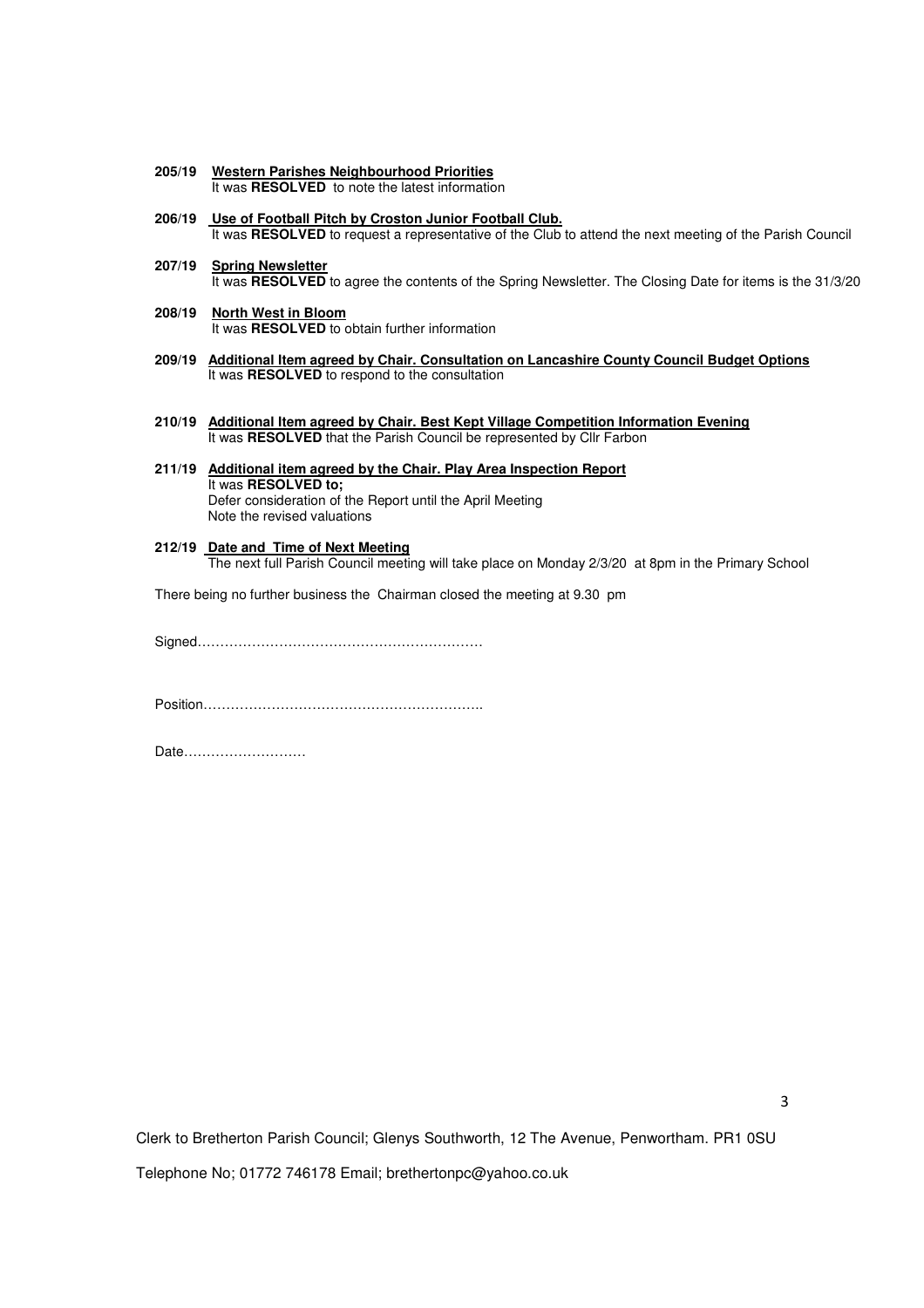**205/19 Western Parishes Neighbourhood Priorities**
It was **RESOLVED** to note the latest information

**206/19 Use of Football Pitch by Croston Junior Football Club.**
It was **RESOLVED** to request a representative of the Club to attend the next meeting of the Parish Council

**207/19 Spring Newsletter**
It was **RESOLVED** to agree the contents of the Spring Newsletter. The Closing Date for items is the 31/3/20

**208/19 North West in Bloom**
It was **RESOLVED** to obtain further information

**209/19 Additional Item agreed by Chair. Consultation on Lancashire County Council Budget Options**
It was **RESOLVED** to respond to the consultation

**210/19 Additional Item agreed by Chair. Best Kept Village Competition Information Evening**
It was **RESOLVED** that the Parish Council be represented by Cllr Farbon

**211/19 Additional item agreed by the Chair. Play Area Inspection Report**
It was **RESOLVED to;**
Defer consideration of the Report until the April Meeting
Note the revised valuations

**212/19 Date and Time of Next Meeting**
The next full Parish Council meeting will take place on Monday 2/3/20 at 8pm in the Primary School

There being no further business the Chairman closed the meeting at 9.30 pm

Signed……………………………………………………

Position……………………………………………………..

Date………………………

Clerk to Bretherton Parish Council; Glenys Southworth, 12 The Avenue, Penwortham. PR1 0SU

Telephone No; 01772 746178 Email; brethertonpc@yahoo.co.uk